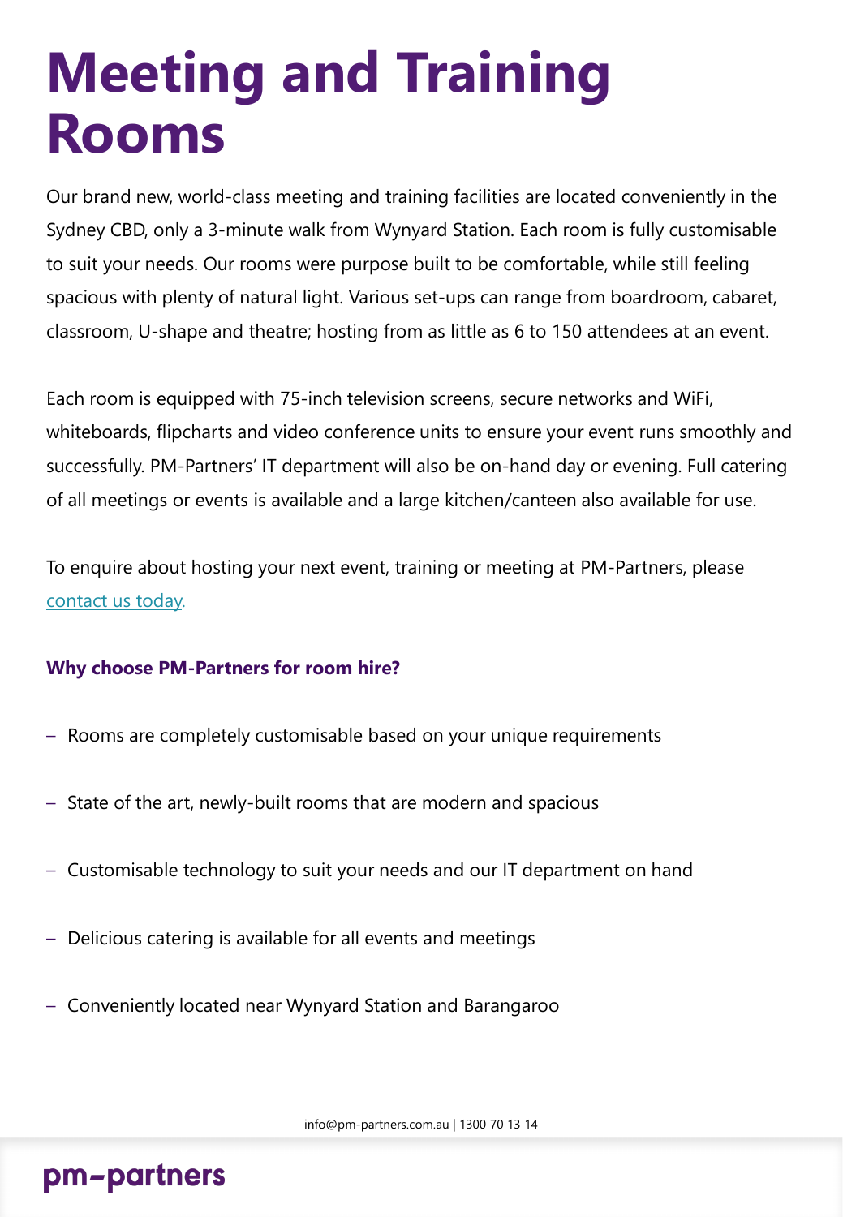# Meeting and Training Rooms

Our brand new, world-class meeting and training facilities are located conveniently in the Sydney CBD, only a 3-minute walk from Wynyard Station. Each room is fully customisable to suit your needs. Our rooms were purpose built to be comfortable, while still feeling spacious with plenty of natural light. Various set-ups can range from boardroom, cabaret, classroom, U-shape and theatre; hosting from as little as 6 to 150 attendees at an event.

Each room is equipped with 75-inch television screens, secure networks and WiFi, whiteboards, flipcharts and video conference units to ensure your event runs smoothly and successfully. PM-Partners' IT department will also be on-hand day or evening. Full catering of all meetings or events is available and a large kitchen/canteen also available for use.

To enquire about hosting your next event, training or meeting at PM-Partners, please contact us today.

**Why choose PM-Partners for room hire?**

- Rooms are completely customisable based on your unique requirements
- State of the art, newly-built rooms that are modern and spacious
- Customisable technology to suit your needs and our IT department on hand
- Delicious catering is available for all events and meetings
- Conveniently located near Wynyard Station and Barangaroo

info@pm-partners.com.au | 1300 70 13 14

pm-partners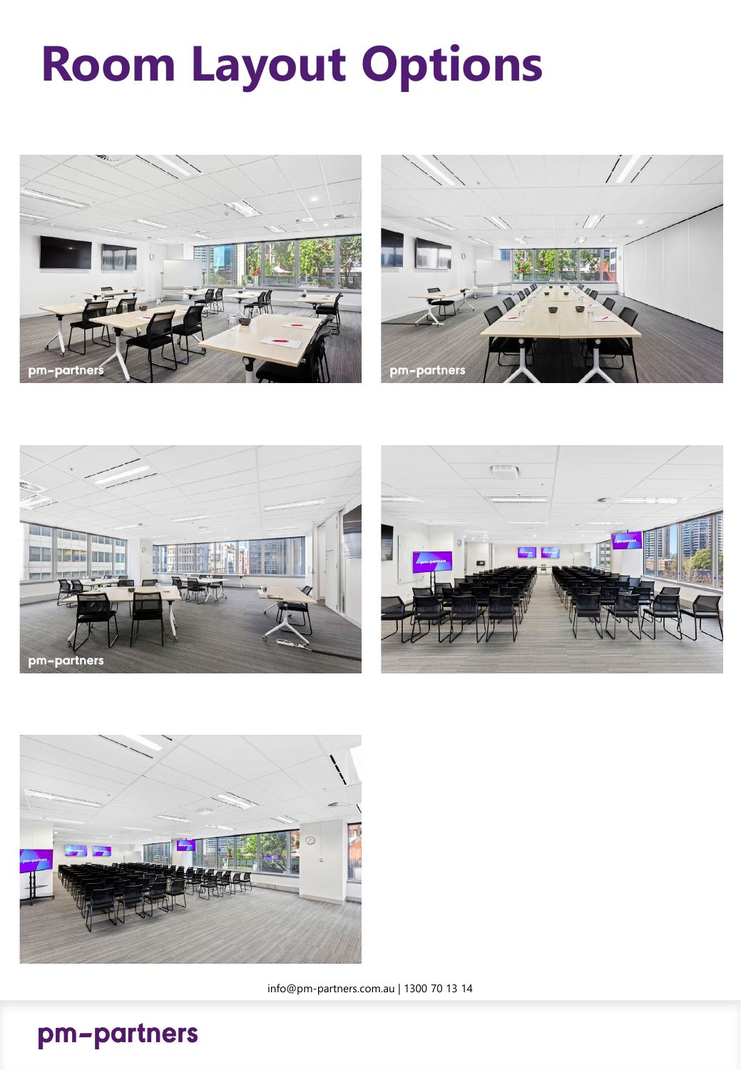# Room Layout Options

info@pm-partners.com.au | 1300 70 13 14